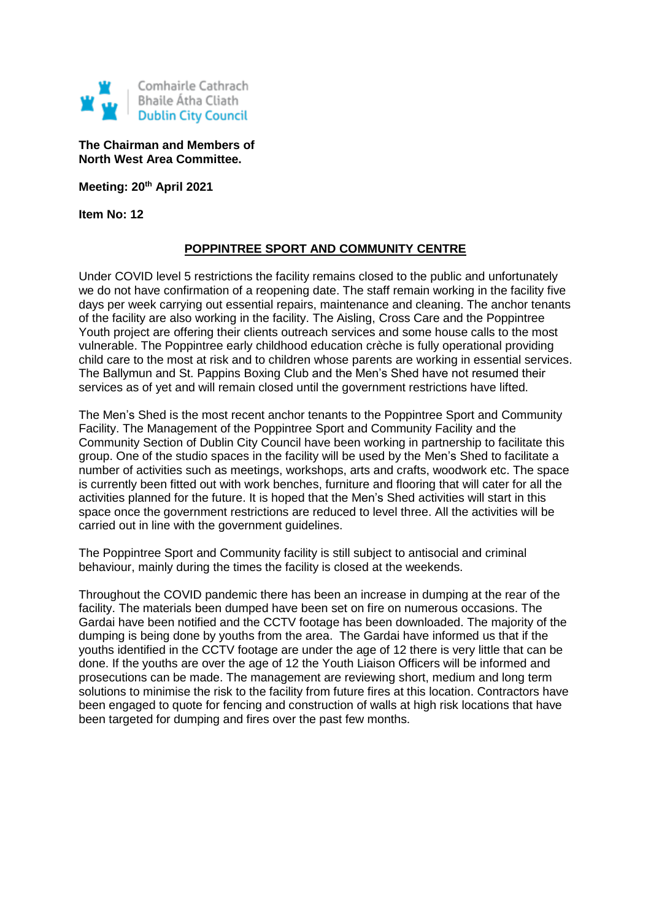Comhairle Cathrach Bhaile Átha Cliath
Dublin City Council

**The Chairman and Members of North West Area Committee.**

**Meeting: 20th April 2021**

**Item No: 12**

## POPPINTREE SPORT AND COMMUNITY CENTRE

Under COVID level 5 restrictions the facility remains closed to the public and unfortunately we do not have confirmation of a reopening date. The staff remain working in the facility five days per week carrying out essential repairs, maintenance and cleaning. The anchor tenants of the facility are also working in the facility. The Aisling, Cross Care and the Poppintree Youth project are offering their clients outreach services and some house calls to the most vulnerable. The Poppintree early childhood education crèche is fully operational providing child care to the most at risk and to children whose parents are working in essential services. The Ballymun and St. Pappins Boxing Club and the Men's Shed have not resumed their services as of yet and will remain closed until the government restrictions have lifted.

The Men's Shed is the most recent anchor tenants to the Poppintree Sport and Community Facility. The Management of the Poppintree Sport and Community Facility and the Community Section of Dublin City Council have been working in partnership to facilitate this group. One of the studio spaces in the facility will be used by the Men's Shed to facilitate a number of activities such as meetings, workshops, arts and crafts, woodwork etc. The space is currently been fitted out with work benches, furniture and flooring that will cater for all the activities planned for the future. It is hoped that the Men's Shed activities will start in this space once the government restrictions are reduced to level three. All the activities will be carried out in line with the government guidelines.

The Poppintree Sport and Community facility is still subject to antisocial and criminal behaviour, mainly during the times the facility is closed at the weekends.

Throughout the COVID pandemic there has been an increase in dumping at the rear of the facility. The materials been dumped have been set on fire on numerous occasions. The Gardai have been notified and the CCTV footage has been downloaded. The majority of the dumping is being done by youths from the area. The Gardai have informed us that if the youths identified in the CCTV footage are under the age of 12 there is very little that can be done. If the youths are over the age of 12 the Youth Liaison Officers will be informed and prosecutions can be made. The management are reviewing short, medium and long term solutions to minimise the risk to the facility from future fires at this location. Contractors have been engaged to quote for fencing and construction of walls at high risk locations that have been targeted for dumping and fires over the past few months.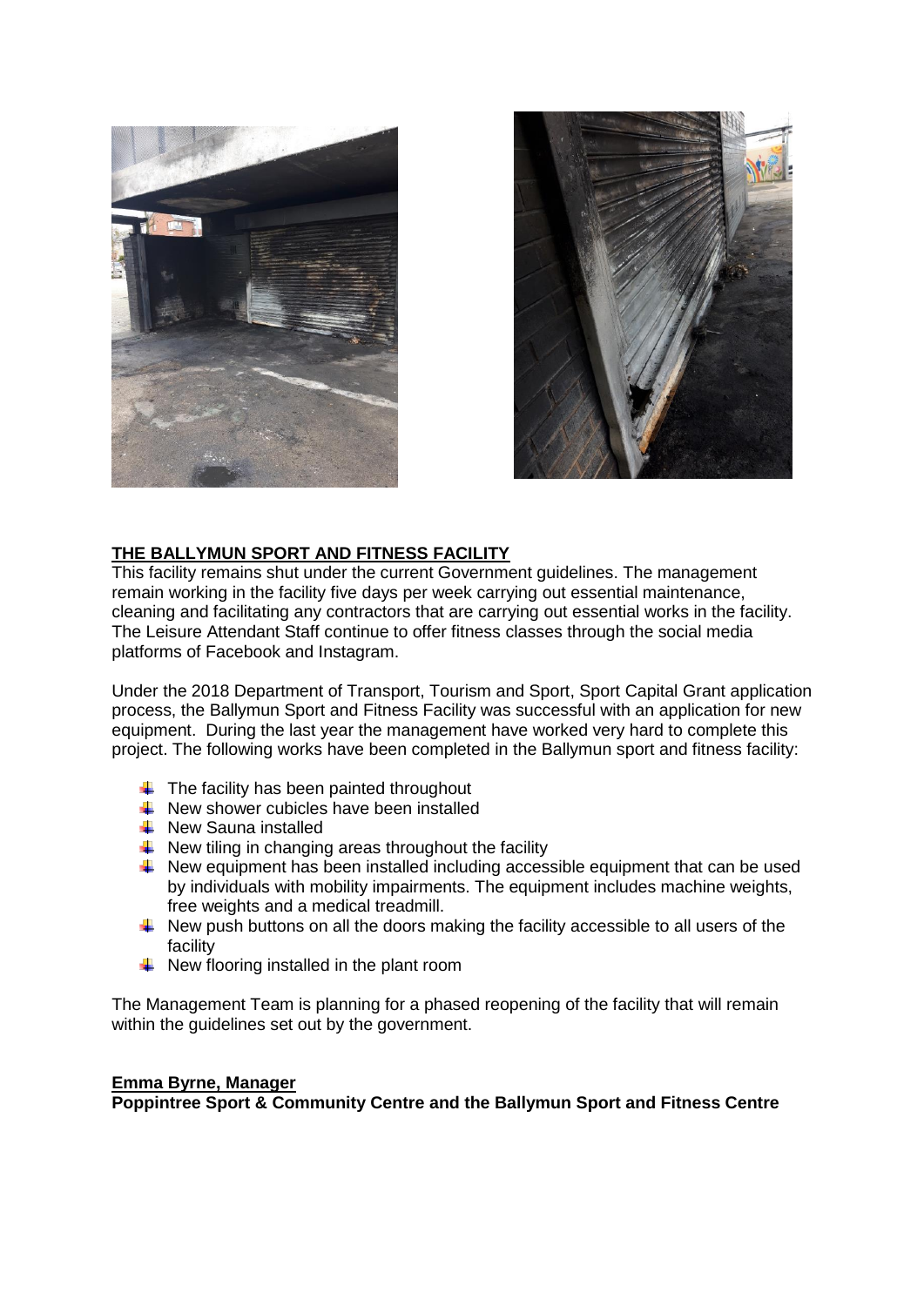## THE BALLYMUN SPORT AND FITNESS FACILITY

This facility remains shut under the current Government guidelines. The management remain working in the facility five days per week carrying out essential maintenance, cleaning and facilitating any contractors that are carrying out essential works in the facility. The Leisure Attendant Staff continue to offer fitness classes through the social media platforms of Facebook and Instagram.

Under the 2018 Department of Transport, Tourism and Sport, Sport Capital Grant application process, the Ballymun Sport and Fitness Facility was successful with an application for new equipment. During the last year the management have worked very hard to complete this project. The following works have been completed in the Ballymun sport and fitness facility:

- The facility has been painted throughout
- New shower cubicles have been installed
- New Sauna installed
- New tiling in changing areas throughout the facility
- New equipment has been installed including accessible equipment that can be used by individuals with mobility impairments. The equipment includes machine weights, free weights and a medical treadmill.
- New push buttons on all the doors making the facility accessible to all users of the facility
- New flooring installed in the plant room

The Management Team is planning for a phased reopening of the facility that will remain within the guidelines set out by the government.

**Emma Byrne, Manager**
**Poppintree Sport & Community Centre and the Ballymun Sport and Fitness Centre**